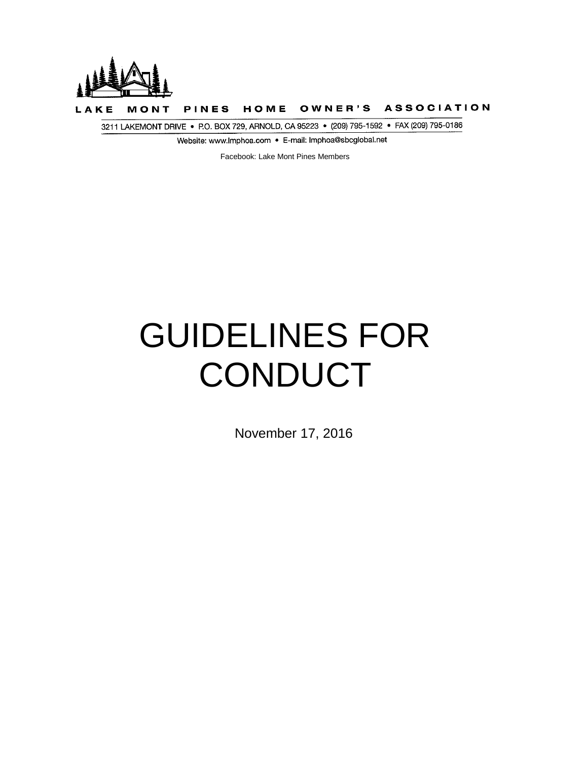LAKE MONT PINES HOME OWNER'S ASSOCIATION

3211 LAKEMONT DRIVE • P.O. BOX 729, ARNOLD, CA 95223 • (209) 795-1592 • FAX (209) 795-0186

Website: www.lmphoa.com • E-mail: lmphoa@sbcglobal.net

Facebook: Lake Mont Pines Members

# GUIDELINES FOR CONDUCT

November 17, 2016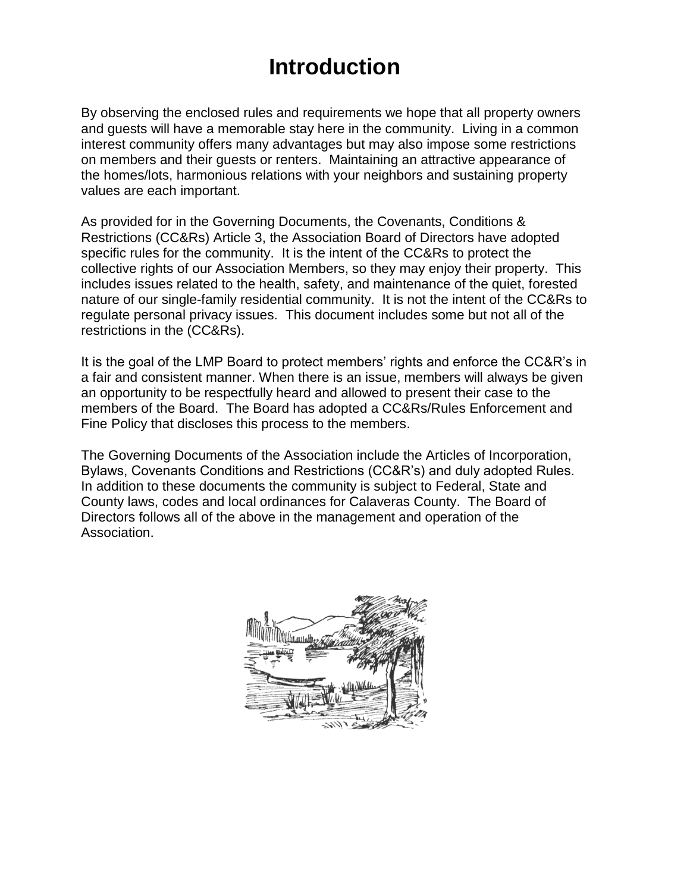# Introduction

By observing the enclosed rules and requirements we hope that all property owners and guests will have a memorable stay here in the community. Living in a common interest community offers many advantages but may also impose some restrictions on members and their guests or renters. Maintaining an attractive appearance of the homes/lots, harmonious relations with your neighbors and sustaining property values are each important.

As provided for in the Governing Documents, the Covenants, Conditions & Restrictions (CC&Rs) Article 3, the Association Board of Directors have adopted specific rules for the community. It is the intent of the CC&Rs to protect the collective rights of our Association Members, so they may enjoy their property. This includes issues related to the health, safety, and maintenance of the quiet, forested nature of our single-family residential community. It is not the intent of the CC&Rs to regulate personal privacy issues. This document includes some but not all of the restrictions in the (CC&Rs).

It is the goal of the LMP Board to protect members' rights and enforce the CC&R's in a fair and consistent manner. When there is an issue, members will always be given an opportunity to be respectfully heard and allowed to present their case to the members of the Board. The Board has adopted a CC&Rs/Rules Enforcement and Fine Policy that discloses this process to the members.

The Governing Documents of the Association include the Articles of Incorporation, Bylaws, Covenants Conditions and Restrictions (CC&R's) and duly adopted Rules. In addition to these documents the community is subject to Federal, State and County laws, codes and local ordinances for Calaveras County. The Board of Directors follows all of the above in the management and operation of the Association.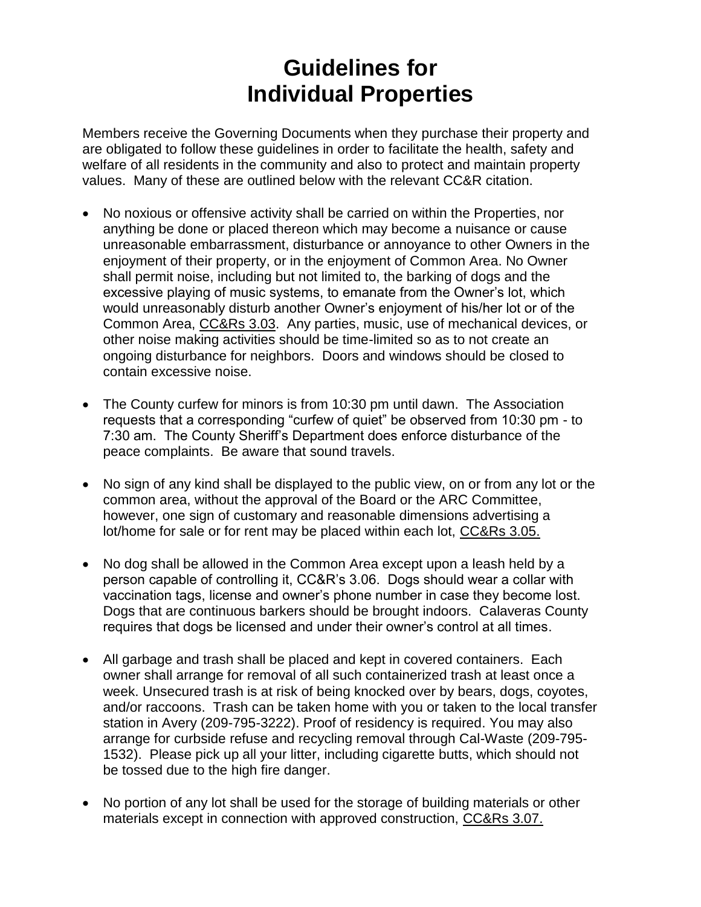# Guidelines for Individual Properties

Members receive the Governing Documents when they purchase their property and are obligated to follow these guidelines in order to facilitate the health, safety and welfare of all residents in the community and also to protect and maintain property values. Many of these are outlined below with the relevant CC&R citation.

- No noxious or offensive activity shall be carried on within the Properties, nor anything be done or placed thereon which may become a nuisance or cause unreasonable embarrassment, disturbance or annoyance to other Owners in the enjoyment of their property, or in the enjoyment of Common Area. No Owner shall permit noise, including but not limited to, the barking of dogs and the excessive playing of music systems, to emanate from the Owner's lot, which would unreasonably disturb another Owner's enjoyment of his/her lot or of the Common Area, CC&Rs 3.03. Any parties, music, use of mechanical devices, or other noise making activities should be time-limited so as to not create an ongoing disturbance for neighbors. Doors and windows should be closed to contain excessive noise.

- The County curfew for minors is from 10:30 pm until dawn. The Association requests that a corresponding "curfew of quiet" be observed from 10:30 pm - to 7:30 am. The County Sheriff's Department does enforce disturbance of the peace complaints. Be aware that sound travels.

- No sign of any kind shall be displayed to the public view, on or from any lot or the common area, without the approval of the Board or the ARC Committee, however, one sign of customary and reasonable dimensions advertising a lot/home for sale or for rent may be placed within each lot, CC&Rs 3.05.

- No dog shall be allowed in the Common Area except upon a leash held by a person capable of controlling it, CC&R's 3.06. Dogs should wear a collar with vaccination tags, license and owner's phone number in case they become lost. Dogs that are continuous barkers should be brought indoors. Calaveras County requires that dogs be licensed and under their owner's control at all times.

- All garbage and trash shall be placed and kept in covered containers. Each owner shall arrange for removal of all such containerized trash at least once a week. Unsecured trash is at risk of being knocked over by bears, dogs, coyotes, and/or raccoons. Trash can be taken home with you or taken to the local transfer station in Avery (209-795-3222). Proof of residency is required. You may also arrange for curbside refuse and recycling removal through Cal-Waste (209-795-1532). Please pick up all your litter, including cigarette butts, which should not be tossed due to the high fire danger.

- No portion of any lot shall be used for the storage of building materials or other materials except in connection with approved construction, CC&Rs 3.07.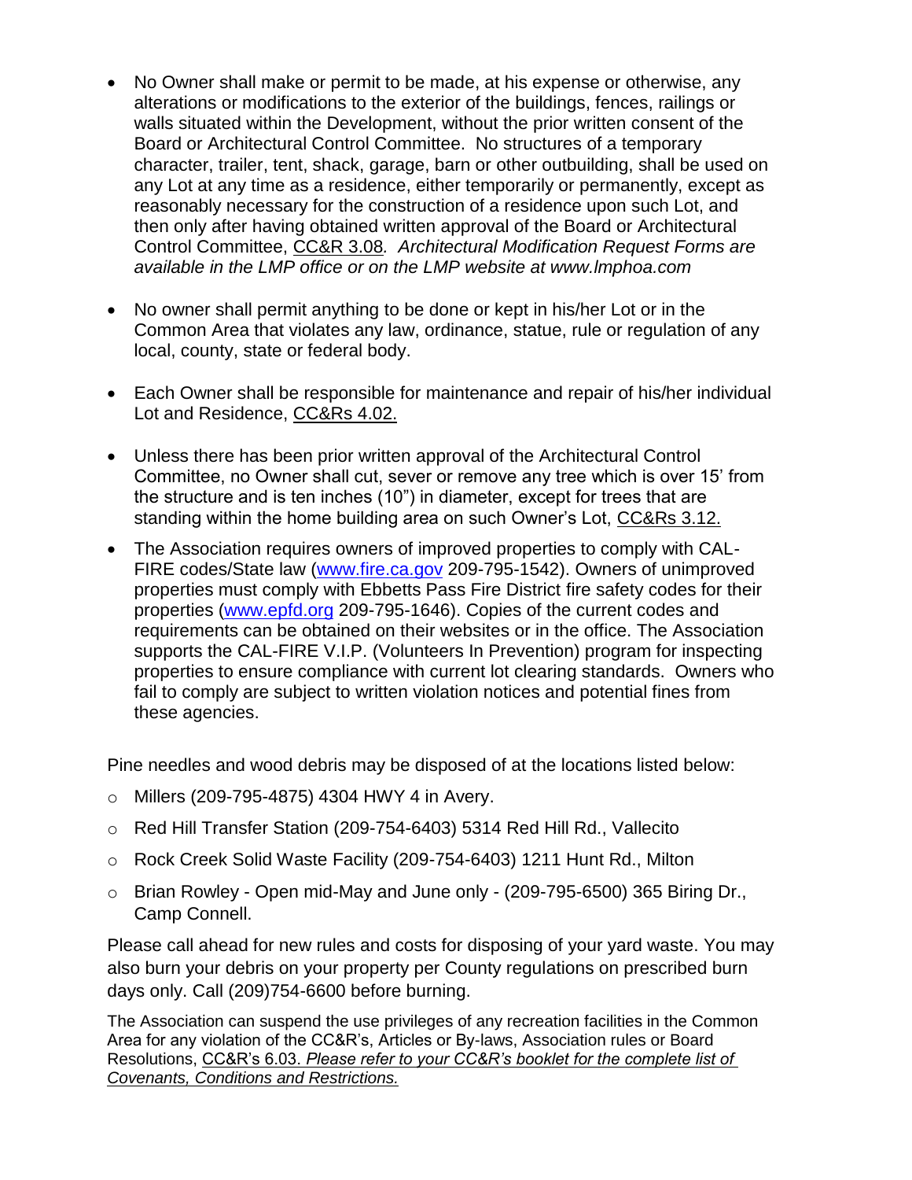- No Owner shall make or permit to be made, at his expense or otherwise, any alterations or modifications to the exterior of the buildings, fences, railings or walls situated within the Development, without the prior written consent of the Board or Architectural Control Committee. No structures of a temporary character, trailer, tent, shack, garage, barn or other outbuilding, shall be used on any Lot at any time as a residence, either temporarily or permanently, except as reasonably necessary for the construction of a residence upon such Lot, and then only after having obtained written approval of the Board or Architectural Control Committee, CC&R 3.08. *Architectural Modification Request Forms are available in the LMP office or on the LMP website at www.lmphoa.com*

- No owner shall permit anything to be done or kept in his/her Lot or in the Common Area that violates any law, ordinance, statue, rule or regulation of any local, county, state or federal body.

- Each Owner shall be responsible for maintenance and repair of his/her individual Lot and Residence, CC&Rs 4.02.

- Unless there has been prior written approval of the Architectural Control Committee, no Owner shall cut, sever or remove any tree which is over 15' from the structure and is ten inches (10") in diameter, except for trees that are standing within the home building area on such Owner's Lot, CC&Rs 3.12.

- The Association requires owners of improved properties to comply with CAL-FIRE codes/State law (www.fire.ca.gov 209-795-1542). Owners of unimproved properties must comply with Ebbetts Pass Fire District fire safety codes for their properties (www.epfd.org 209-795-1646). Copies of the current codes and requirements can be obtained on their websites or in the office. The Association supports the CAL-FIRE V.I.P. (Volunteers In Prevention) program for inspecting properties to ensure compliance with current lot clearing standards. Owners who fail to comply are subject to written violation notices and potential fines from these agencies.

Pine needles and wood debris may be disposed of at the locations listed below:

- Millers (209-795-4875) 4304 HWY 4 in Avery.
- Red Hill Transfer Station (209-754-6403) 5314 Red Hill Rd., Vallecito
- Rock Creek Solid Waste Facility (209-754-6403) 1211 Hunt Rd., Milton
- Brian Rowley - Open mid-May and June only - (209-795-6500) 365 Biring Dr., Camp Connell.

Please call ahead for new rules and costs for disposing of your yard waste. You may also burn your debris on your property per County regulations on prescribed burn days only. Call (209)754-6600 before burning.

The Association can suspend the use privileges of any recreation facilities in the Common Area for any violation of the CC&R's, Articles or By-laws, Association rules or Board Resolutions, CC&R's 6.03. *Please refer to your CC&R's booklet for the complete list of Covenants, Conditions and Restrictions.*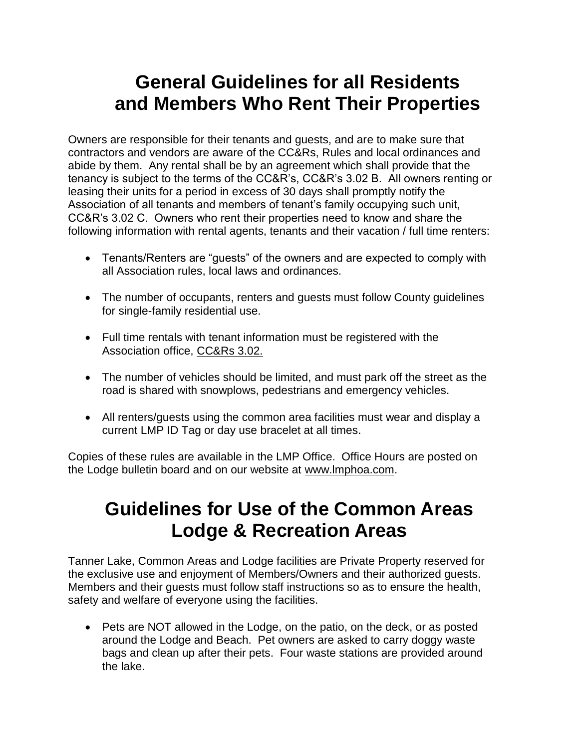# General Guidelines for all Residents and Members Who Rent Their Properties

Owners are responsible for their tenants and guests, and are to make sure that contractors and vendors are aware of the CC&Rs, Rules and local ordinances and abide by them. Any rental shall be by an agreement which shall provide that the tenancy is subject to the terms of the CC&R's, CC&R's 3.02 B. All owners renting or leasing their units for a period in excess of 30 days shall promptly notify the Association of all tenants and members of tenant's family occupying such unit, CC&R's 3.02 C. Owners who rent their properties need to know and share the following information with rental agents, tenants and their vacation / full time renters:

- Tenants/Renters are "guests" of the owners and are expected to comply with all Association rules, local laws and ordinances.
- The number of occupants, renters and guests must follow County guidelines for single-family residential use.
- Full time rentals with tenant information must be registered with the Association office, CC&Rs 3.02.
- The number of vehicles should be limited, and must park off the street as the road is shared with snowplows, pedestrians and emergency vehicles.
- All renters/guests using the common area facilities must wear and display a current LMP ID Tag or day use bracelet at all times.

Copies of these rules are available in the LMP Office. Office Hours are posted on the Lodge bulletin board and on our website at www.lmphoa.com.

# Guidelines for Use of the Common Areas Lodge & Recreation Areas

Tanner Lake, Common Areas and Lodge facilities are Private Property reserved for the exclusive use and enjoyment of Members/Owners and their authorized guests. Members and their guests must follow staff instructions so as to ensure the health, safety and welfare of everyone using the facilities.

- Pets are NOT allowed in the Lodge, on the patio, on the deck, or as posted around the Lodge and Beach. Pet owners are asked to carry doggy waste bags and clean up after their pets. Four waste stations are provided around the lake.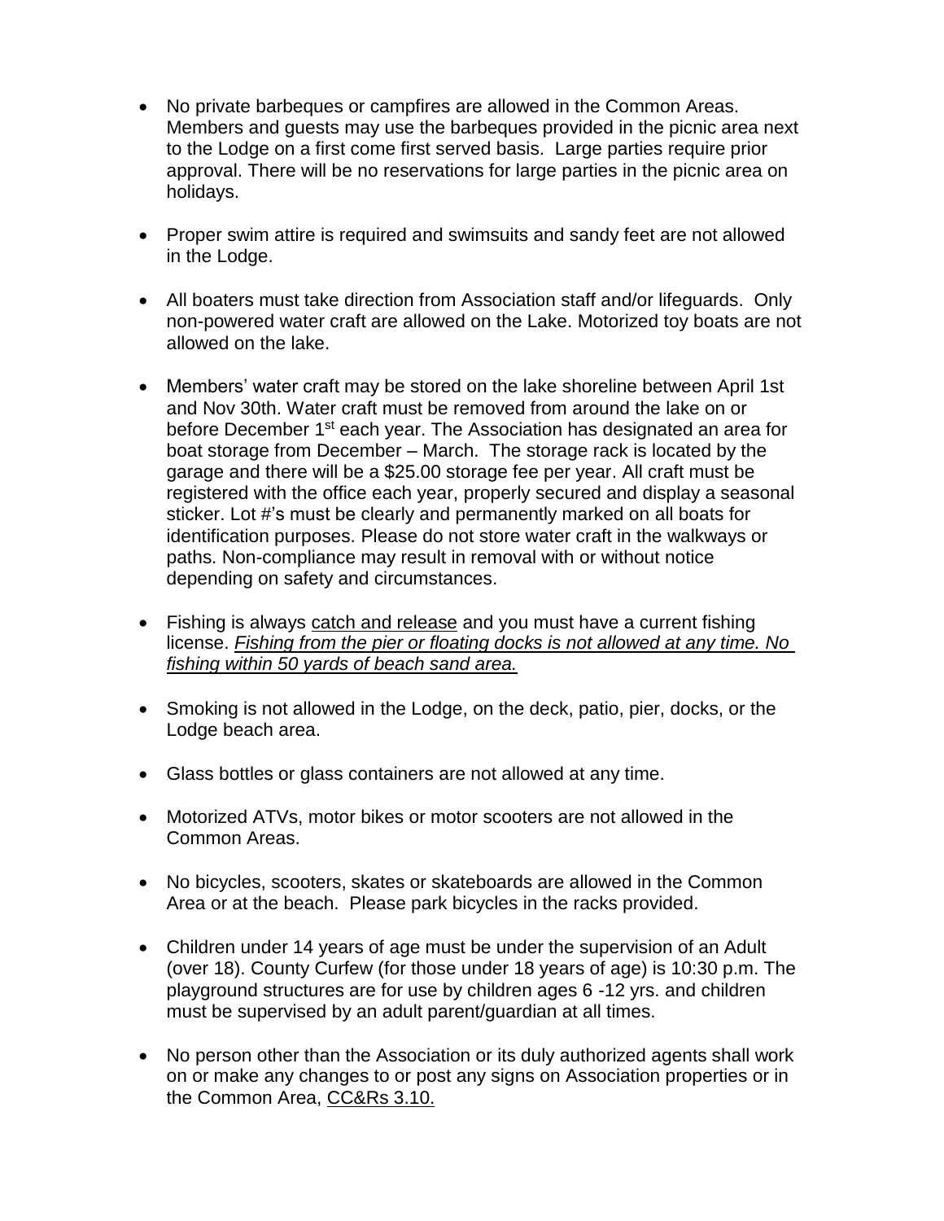- No private barbeques or campfires are allowed in the Common Areas. Members and guests may use the barbeques provided in the picnic area next to the Lodge on a first come first served basis. Large parties require prior approval. There will be no reservations for large parties in the picnic area on holidays.

- Proper swim attire is required and swimsuits and sandy feet are not allowed in the Lodge.

- All boaters must take direction from Association staff and/or lifeguards. Only non-powered water craft are allowed on the Lake. Motorized toy boats are not allowed on the lake.

- Members' water craft may be stored on the lake shoreline between April 1st and Nov 30th. Water craft must be removed from around the lake on or before December 1st each year. The Association has designated an area for boat storage from December – March. The storage rack is located by the garage and there will be a $25.00 storage fee per year. All craft must be registered with the office each year, properly secured and display a seasonal sticker. Lot #'s must be clearly and permanently marked on all boats for identification purposes. Please do not store water craft in the walkways or paths. Non-compliance may result in removal with or without notice depending on safety and circumstances.

- Fishing is always catch and release and you must have a current fishing license. *Fishing from the pier or floating docks is not allowed at any time. No fishing within 50 yards of beach sand area.*

- Smoking is not allowed in the Lodge, on the deck, patio, pier, docks, or the Lodge beach area.

- Glass bottles or glass containers are not allowed at any time.

- Motorized ATVs, motor bikes or motor scooters are not allowed in the Common Areas.

- No bicycles, scooters, skates or skateboards are allowed in the Common Area or at the beach. Please park bicycles in the racks provided.

- Children under 14 years of age must be under the supervision of an Adult (over 18). County Curfew (for those under 18 years of age) is 10:30 p.m. The playground structures are for use by children ages 6 -12 yrs. and children must be supervised by an adult parent/guardian at all times.

- No person other than the Association or its duly authorized agents shall work on or make any changes to or post any signs on Association properties or in the Common Area, CC&Rs 3.10.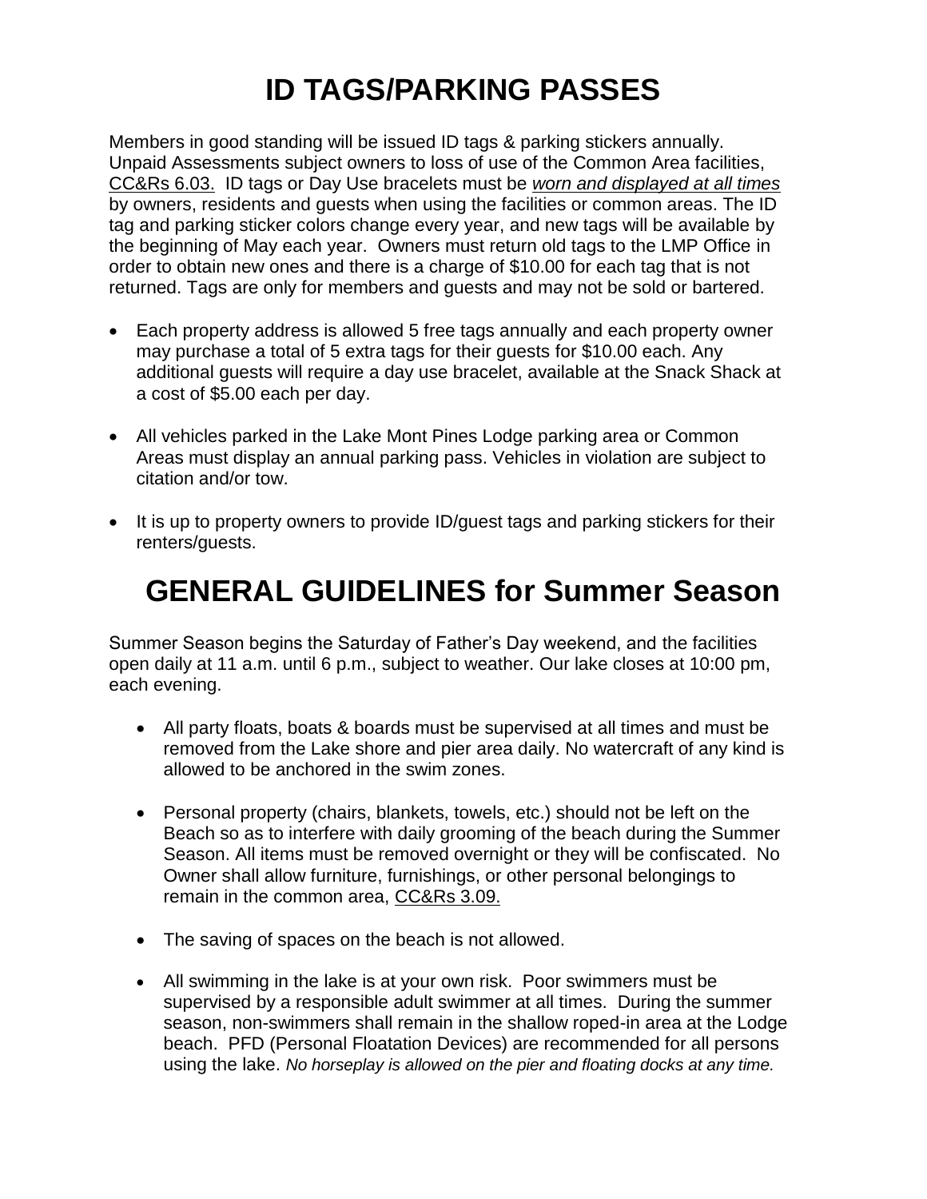# ID TAGS/PARKING PASSES

Members in good standing will be issued ID tags & parking stickers annually. Unpaid Assessments subject owners to loss of use of the Common Area facilities, <u>CC&Rs 6.03.</u> ID tags or Day Use bracelets must be <u>*worn and displayed at all times*</u> by owners, residents and guests when using the facilities or common areas. The ID tag and parking sticker colors change every year, and new tags will be available by the beginning of May each year. Owners must return old tags to the LMP Office in order to obtain new ones and there is a charge of $10.00 for each tag that is not returned. Tags are only for members and guests and may not be sold or bartered.

- Each property address is allowed 5 free tags annually and each property owner may purchase a total of 5 extra tags for their guests for $10.00 each. Any additional guests will require a day use bracelet, available at the Snack Shack at a cost of $5.00 each per day.
- All vehicles parked in the Lake Mont Pines Lodge parking area or Common Areas must display an annual parking pass. Vehicles in violation are subject to citation and/or tow.
- It is up to property owners to provide ID/guest tags and parking stickers for their renters/guests.

# GENERAL GUIDELINES for Summer Season

Summer Season begins the Saturday of Father's Day weekend, and the facilities open daily at 11 a.m. until 6 p.m., subject to weather. Our lake closes at 10:00 pm, each evening.

- All party floats, boats & boards must be supervised at all times and must be removed from the Lake shore and pier area daily. No watercraft of any kind is allowed to be anchored in the swim zones.
- Personal property (chairs, blankets, towels, etc.) should not be left on the Beach so as to interfere with daily grooming of the beach during the Summer Season. All items must be removed overnight or they will be confiscated. No Owner shall allow furniture, furnishings, or other personal belongings to remain in the common area, <u>CC&Rs 3.09.</u>
- The saving of spaces on the beach is not allowed.
- All swimming in the lake is at your own risk. Poor swimmers must be supervised by a responsible adult swimmer at all times. During the summer season, non-swimmers shall remain in the shallow roped-in area at the Lodge beach. PFD (Personal Floatation Devices) are recommended for all persons using the lake. *No horseplay is allowed on the pier and floating docks at any time.*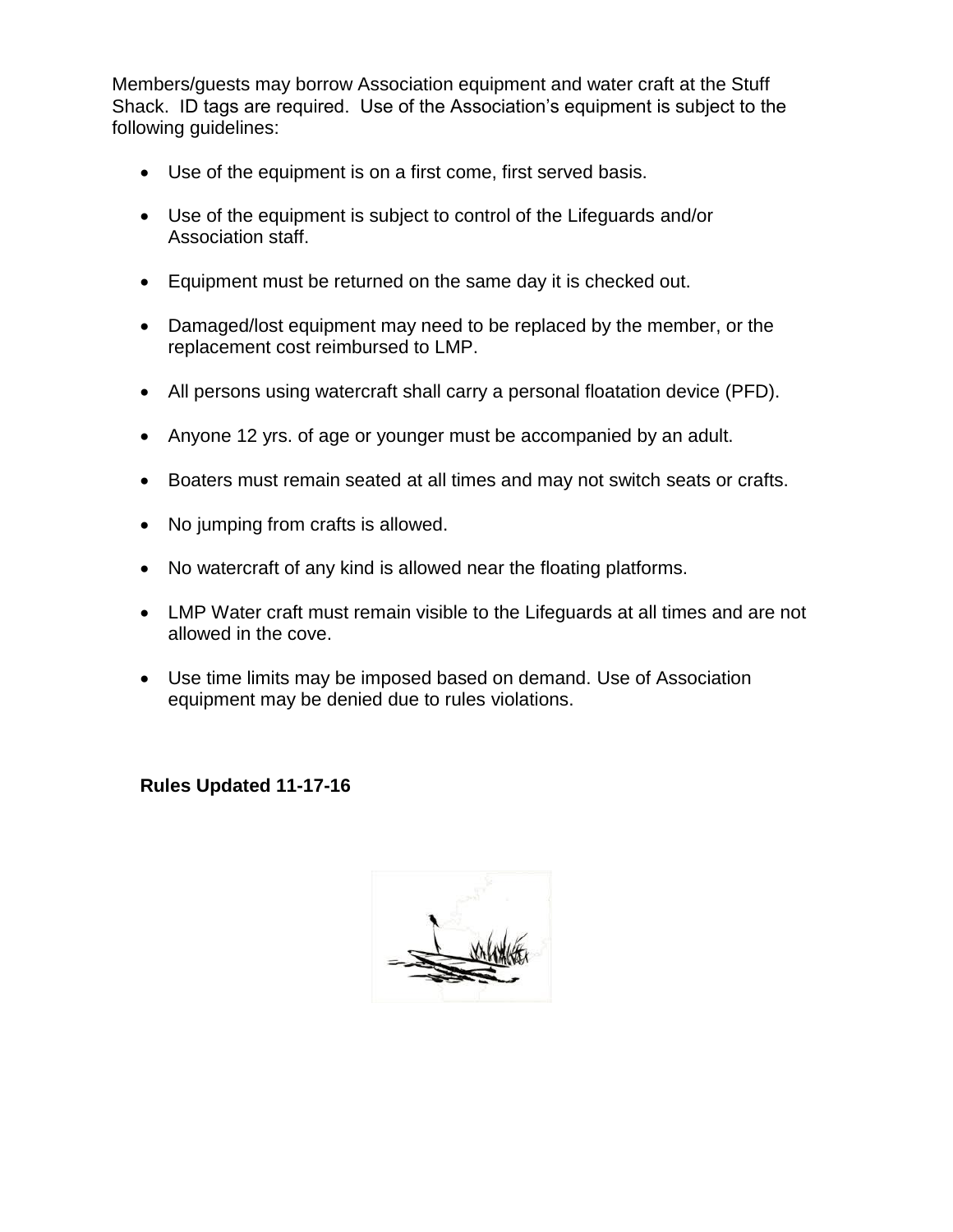Members/guests may borrow Association equipment and water craft at the Stuff Shack. ID tags are required. Use of the Association's equipment is subject to the following guidelines:

- Use of the equipment is on a first come, first served basis.
- Use of the equipment is subject to control of the Lifeguards and/or Association staff.
- Equipment must be returned on the same day it is checked out.
- Damaged/lost equipment may need to be replaced by the member, or the replacement cost reimbursed to LMP.
- All persons using watercraft shall carry a personal floatation device (PFD).
- Anyone 12 yrs. of age or younger must be accompanied by an adult.
- Boaters must remain seated at all times and may not switch seats or crafts.
- No jumping from crafts is allowed.
- No watercraft of any kind is allowed near the floating platforms.
- LMP Water craft must remain visible to the Lifeguards at all times and are not allowed in the cove.
- Use time limits may be imposed based on demand. Use of Association equipment may be denied due to rules violations.

**Rules Updated 11-17-16**